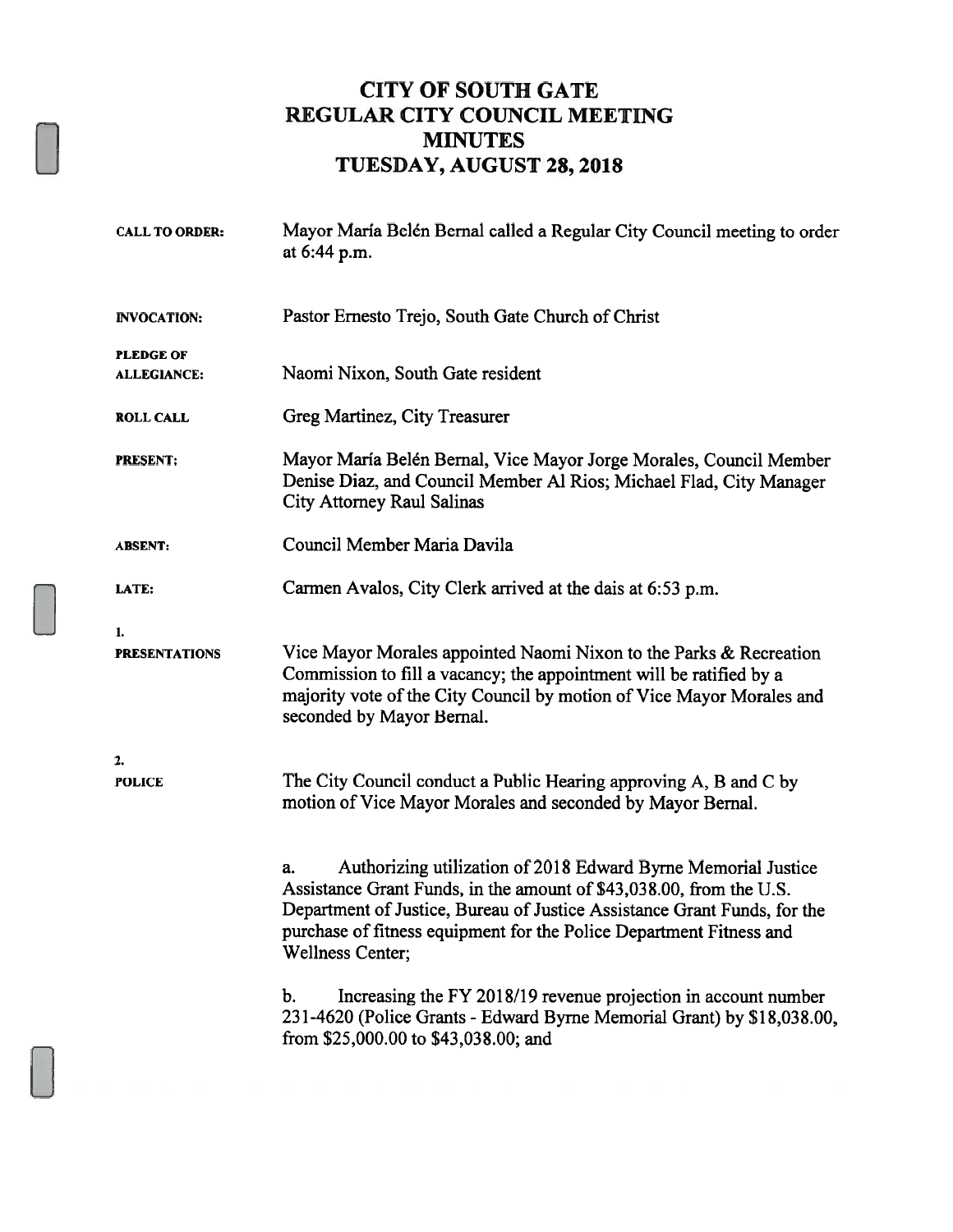# CITY OF SOUTH GATE
# REGULAR CITY COUNCIL MEETING
# MINUTES
# TUESDAY, AUGUST 28, 2018

**CALL TO ORDER:** Mayor María Belén Bernal called a Regular City Council meeting to order at 6:44 p.m.

**INVOCATION:** Pastor Ernesto Trejo, South Gate Church of Christ

**PLEDGE OF ALLEGIANCE:** Naomi Nixon, South Gate resident

**ROLL CALL** Greg Martinez, City Treasurer

**PRESENT:** Mayor María Belén Bernal, Vice Mayor Jorge Morales, Council Member Denise Diaz, and Council Member Al Rios; Michael Flad, City Manager City Attorney Raul Salinas

**ABSENT:** Council Member Maria Davila

**LATE:** Carmen Avalos, City Clerk arrived at the dais at 6:53 p.m.

**1. PRESENTATIONS**

Vice Mayor Morales appointed Naomi Nixon to the Parks & Recreation Commission to fill a vacancy; the appointment will be ratified by a majority vote of the City Council by motion of Vice Mayor Morales and seconded by Mayor Bernal.

**2. POLICE**

The City Council conduct a Public Hearing approving A, B and C by motion of Vice Mayor Morales and seconded by Mayor Bernal.

a. Authorizing utilization of 2018 Edward Byrne Memorial Justice Assistance Grant Funds, in the amount of $43,038.00, from the U.S. Department of Justice, Bureau of Justice Assistance Grant Funds, for the purchase of fitness equipment for the Police Department Fitness and Wellness Center;

b. Increasing the FY 2018/19 revenue projection in account number 231-4620 (Police Grants - Edward Byrne Memorial Grant) by $18,038.00, from $25,000.00 to $43,038.00; and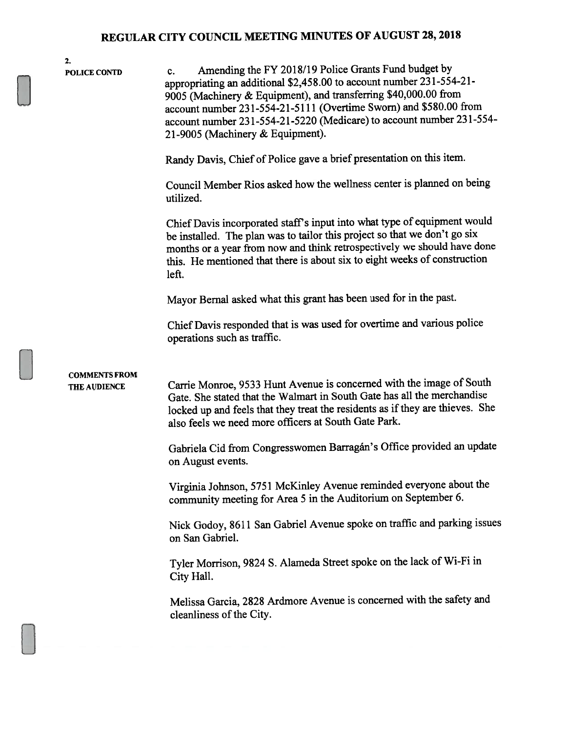**2.**

**POLICE CONTD**

c. Amending the FY 2018/19 Police Grants Fund budget by appropriating an additional $2,458.00 to account number 231-554-21-9005 (Machinery & Equipment), and transferring $40,000.00 from account number 231-554-21-5111 (Overtime Sworn) and $580.00 from account number 231-554-21-5220 (Medicare) to account number 231-554-21-9005 (Machinery & Equipment).

Randy Davis, Chief of Police gave a brief presentation on this item.

Council Member Rios asked how the wellness center is planned on being utilized.

Chief Davis incorporated staff's input into what type of equipment would be installed. The plan was to tailor this project so that we don't go six months or a year from now and think retrospectively we should have done this. He mentioned that there is about six to eight weeks of construction left.

Mayor Bernal asked what this grant has been used for in the past.

Chief Davis responded that is was used for overtime and various police operations such as traffic.

**COMMENTS FROM THE AUDIENCE**

Carrie Monroe, 9533 Hunt Avenue is concerned with the image of South Gate. She stated that the Walmart in South Gate has all the merchandise locked up and feels that they treat the residents as if they are thieves. She also feels we need more officers at South Gate Park.

Gabriela Cid from Congresswomen Barragán's Office provided an update on August events.

Virginia Johnson, 5751 McKinley Avenue reminded everyone about the community meeting for Area 5 in the Auditorium on September 6.

Nick Godoy, 8611 San Gabriel Avenue spoke on traffic and parking issues on San Gabriel.

Tyler Morrison, 9824 S. Alameda Street spoke on the lack of Wi-Fi in City Hall.

Melissa Garcia, 2828 Ardmore Avenue is concerned with the safety and cleanliness of the City.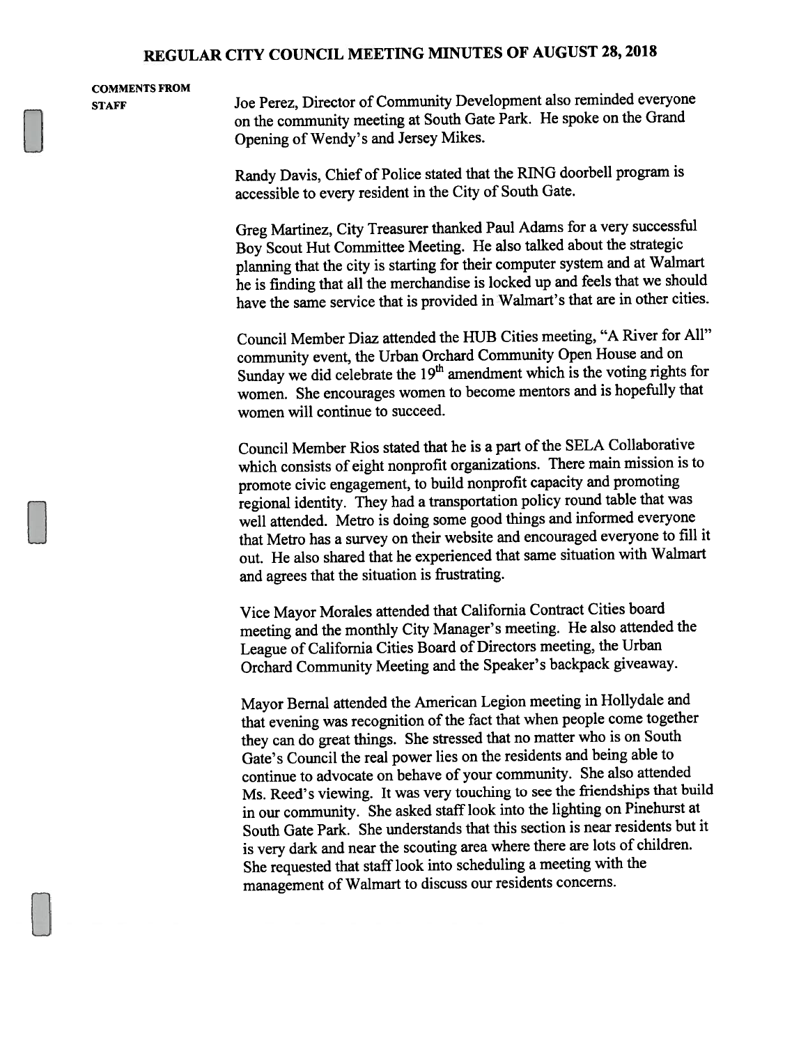**COMMENTS FROM STAFF**

Joe Perez, Director of Community Development also reminded everyone on the community meeting at South Gate Park. He spoke on the Grand Opening of Wendy's and Jersey Mikes.

Randy Davis, Chief of Police stated that the RING doorbell program is accessible to every resident in the City of South Gate.

Greg Martinez, City Treasurer thanked Paul Adams for a very successful Boy Scout Hut Committee Meeting. He also talked about the strategic planning that the city is starting for their computer system and at Walmart he is finding that all the merchandise is locked up and feels that we should have the same service that is provided in Walmart's that are in other cities.

Council Member Diaz attended the HUB Cities meeting, "A River for All" community event, the Urban Orchard Community Open House and on Sunday we did celebrate the 19th amendment which is the voting rights for women. She encourages women to become mentors and is hopefully that women will continue to succeed.

Council Member Rios stated that he is a part of the SELA Collaborative which consists of eight nonprofit organizations. There main mission is to promote civic engagement, to build nonprofit capacity and promoting regional identity. They had a transportation policy round table that was well attended. Metro is doing some good things and informed everyone that Metro has a survey on their website and encouraged everyone to fill it out. He also shared that he experienced that same situation with Walmart and agrees that the situation is frustrating.

Vice Mayor Morales attended that California Contract Cities board meeting and the monthly City Manager's meeting. He also attended the League of California Cities Board of Directors meeting, the Urban Orchard Community Meeting and the Speaker's backpack giveaway.

Mayor Bernal attended the American Legion meeting in Hollydale and that evening was recognition of the fact that when people come together they can do great things. She stressed that no matter who is on South Gate's Council the real power lies on the residents and being able to continue to advocate on behave of your community. She also attended Ms. Reed's viewing. It was very touching to see the friendships that build in our community. She asked staff look into the lighting on Pinehurst at South Gate Park. She understands that this section is near residents but it is very dark and near the scouting area where there are lots of children. She requested that staff look into scheduling a meeting with the management of Walmart to discuss our residents concerns.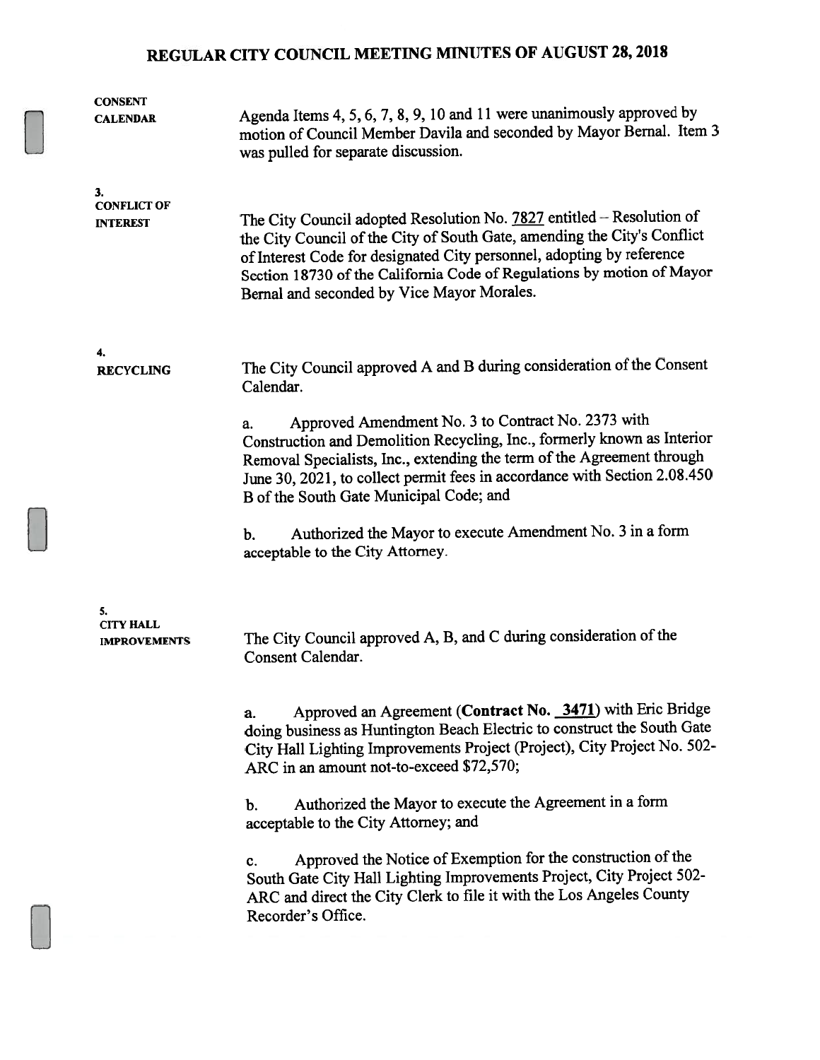**CONSENT CALENDAR**

Agenda Items 4, 5, 6, 7, 8, 9, 10 and 11 were unanimously approved by motion of Council Member Davila and seconded by Mayor Bernal. Item 3 was pulled for separate discussion.

**3. CONFLICT OF INTEREST**

The City Council adopted Resolution No. 7827 entitled – Resolution of the City Council of the City of South Gate, amending the City's Conflict of Interest Code for designated City personnel, adopting by reference Section 18730 of the California Code of Regulations by motion of Mayor Bernal and seconded by Vice Mayor Morales.

**4. RECYCLING**

The City Council approved A and B during consideration of the Consent Calendar.

a. Approved Amendment No. 3 to Contract No. 2373 with Construction and Demolition Recycling, Inc., formerly known as Interior Removal Specialists, Inc., extending the term of the Agreement through June 30, 2021, to collect permit fees in accordance with Section 2.08.450 B of the South Gate Municipal Code; and

b. Authorized the Mayor to execute Amendment No. 3 in a form acceptable to the City Attorney.

**5. CITY HALL IMPROVEMENTS**

The City Council approved A, B, and C during consideration of the Consent Calendar.

a. Approved an Agreement (**Contract No. 3471**) with Eric Bridge doing business as Huntington Beach Electric to construct the South Gate City Hall Lighting Improvements Project (Project), City Project No. 502-ARC in an amount not-to-exceed $72,570;

b. Authorized the Mayor to execute the Agreement in a form acceptable to the City Attorney; and

c. Approved the Notice of Exemption for the construction of the South Gate City Hall Lighting Improvements Project, City Project 502-ARC and direct the City Clerk to file it with the Los Angeles County Recorder's Office.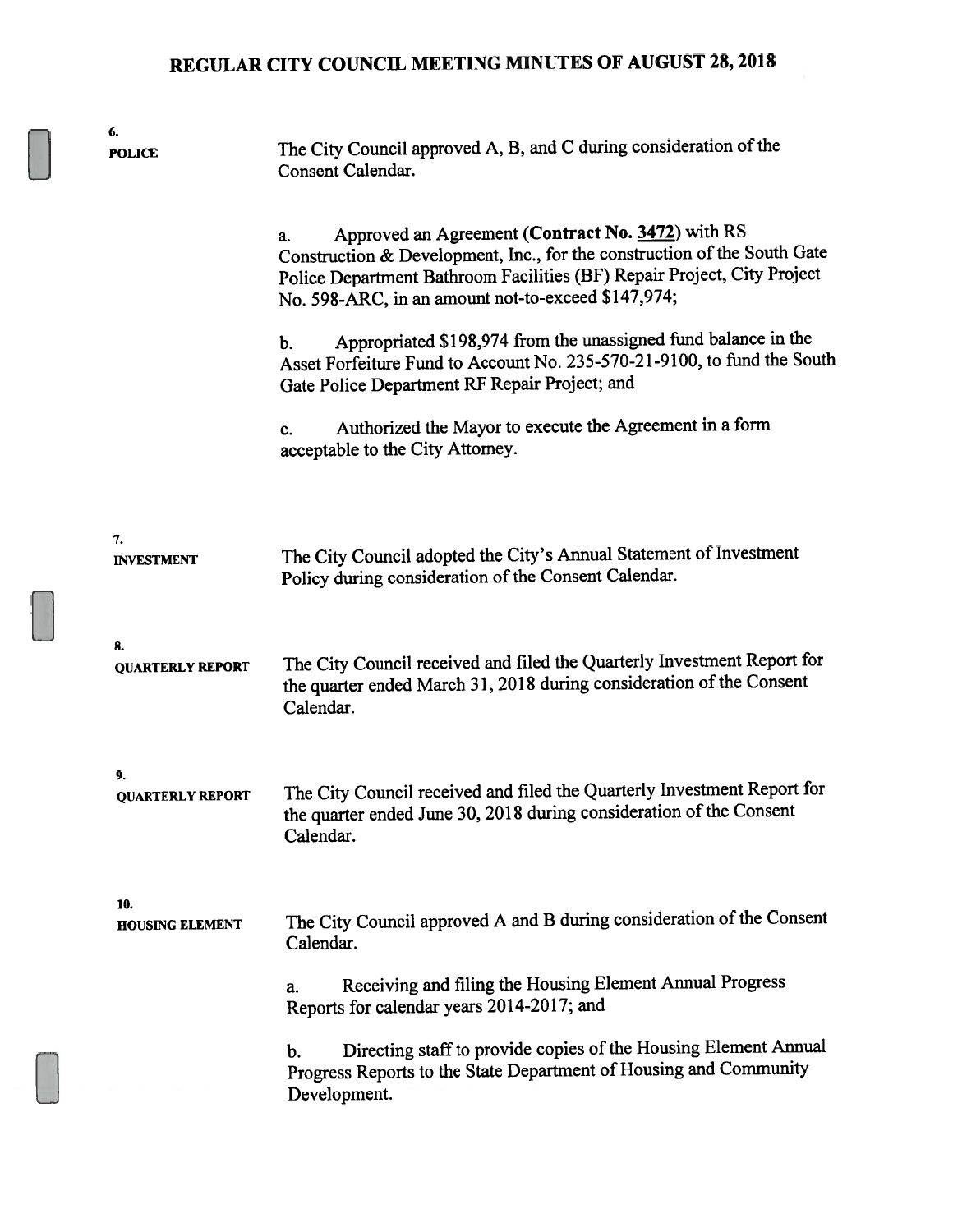**6.**
**POLICE**

The City Council approved A, B, and C during consideration of the Consent Calendar.

a. Approved an Agreement (**Contract No. 3472**) with RS Construction & Development, Inc., for the construction of the South Gate Police Department Bathroom Facilities (BF) Repair Project, City Project No. 598-ARC, in an amount not-to-exceed $147,974;

b. Appropriated $198,974 from the unassigned fund balance in the Asset Forfeiture Fund to Account No. 235-570-21-9100, to fund the South Gate Police Department RF Repair Project; and

c. Authorized the Mayor to execute the Agreement in a form acceptable to the City Attorney.

**7.**
**INVESTMENT**

The City Council adopted the City's Annual Statement of Investment Policy during consideration of the Consent Calendar.

**8.**
**QUARTERLY REPORT**

The City Council received and filed the Quarterly Investment Report for the quarter ended March 31, 2018 during consideration of the Consent Calendar.

**9.**
**QUARTERLY REPORT**

The City Council received and filed the Quarterly Investment Report for the quarter ended June 30, 2018 during consideration of the Consent Calendar.

**10.**
**HOUSING ELEMENT**

The City Council approved A and B during consideration of the Consent Calendar.

a. Receiving and filing the Housing Element Annual Progress Reports for calendar years 2014-2017; and

b. Directing staff to provide copies of the Housing Element Annual Progress Reports to the State Department of Housing and Community Development.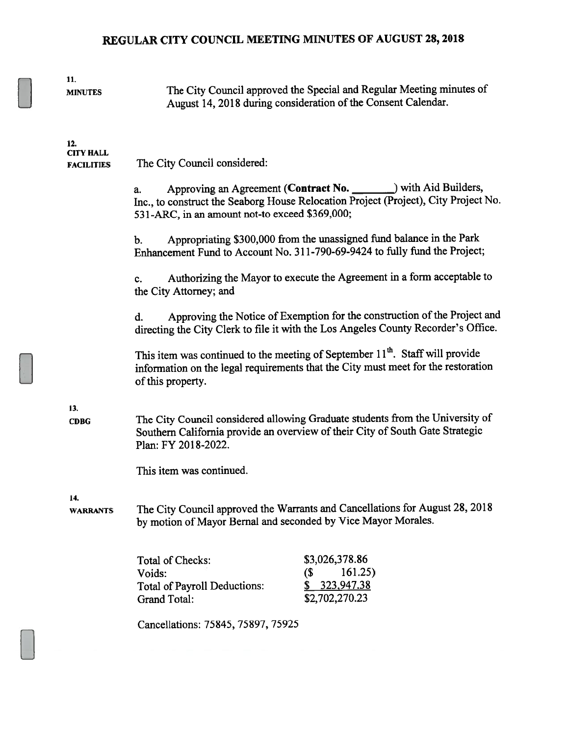**11.**
**MINUTES**

The City Council approved the Special and Regular Meeting minutes of August 14, 2018 during consideration of the Consent Calendar.

**12.**
**CITY HALL FACILITIES**

The City Council considered:

a. Approving an Agreement (**Contract No. _______**) with Aid Builders, Inc., to construct the Seaborg House Relocation Project (Project), City Project No. 531-ARC, in an amount not-to exceed $369,000;

b. Appropriating $300,000 from the unassigned fund balance in the Park Enhancement Fund to Account No. 311-790-69-9424 to fully fund the Project;

c. Authorizing the Mayor to execute the Agreement in a form acceptable to the City Attorney; and

d. Approving the Notice of Exemption for the construction of the Project and directing the City Clerk to file it with the Los Angeles County Recorder's Office.

This item was continued to the meeting of September 11th. Staff will provide information on the legal requirements that the City must meet for the restoration of this property.

**13.**
**CDBG**

The City Council considered allowing Graduate students from the University of Southern California provide an overview of their City of South Gate Strategic Plan: FY 2018-2022.

This item was continued.

**14.**
**WARRANTS**

The City Council approved the Warrants and Cancellations for August 28, 2018 by motion of Mayor Bernal and seconded by Vice Mayor Morales.

| | |
|---|---|
| Total of Checks: | $3,026,378.86 |
| Voids: | ($ 161.25) |
| Total of Payroll Deductions: | $ 323,947.38 |
| Grand Total: | $2,702,270.23 |

Cancellations: 75845, 75897, 75925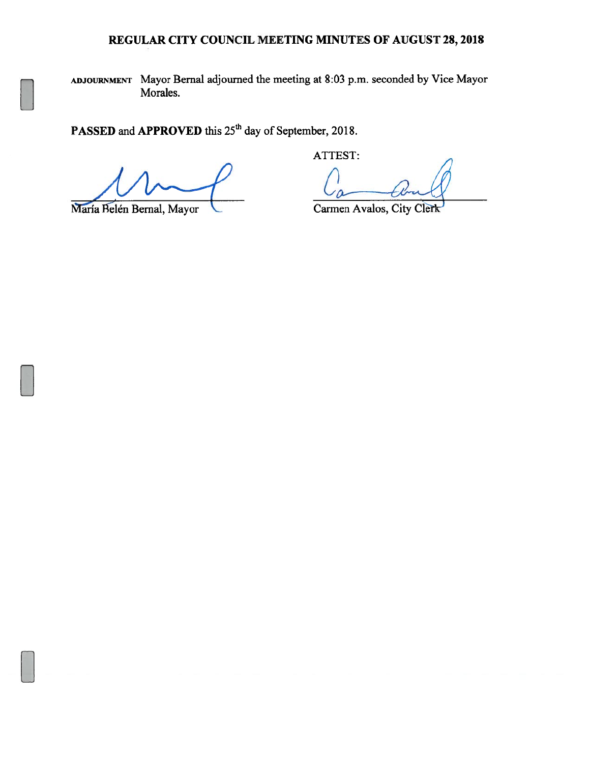## REGULAR CITY COUNCIL MEETING MINUTES OF AUGUST 28, 2018

ADJOURNMENT Mayor Bernal adjourned the meeting at 8:03 p.m. seconded by Vice Mayor Morales.

**PASSED** and **APPROVED** this 25th day of September, 2018.

María Belén Bernal, Mayor

ATTEST:

Carmen Avalos, City Clerk